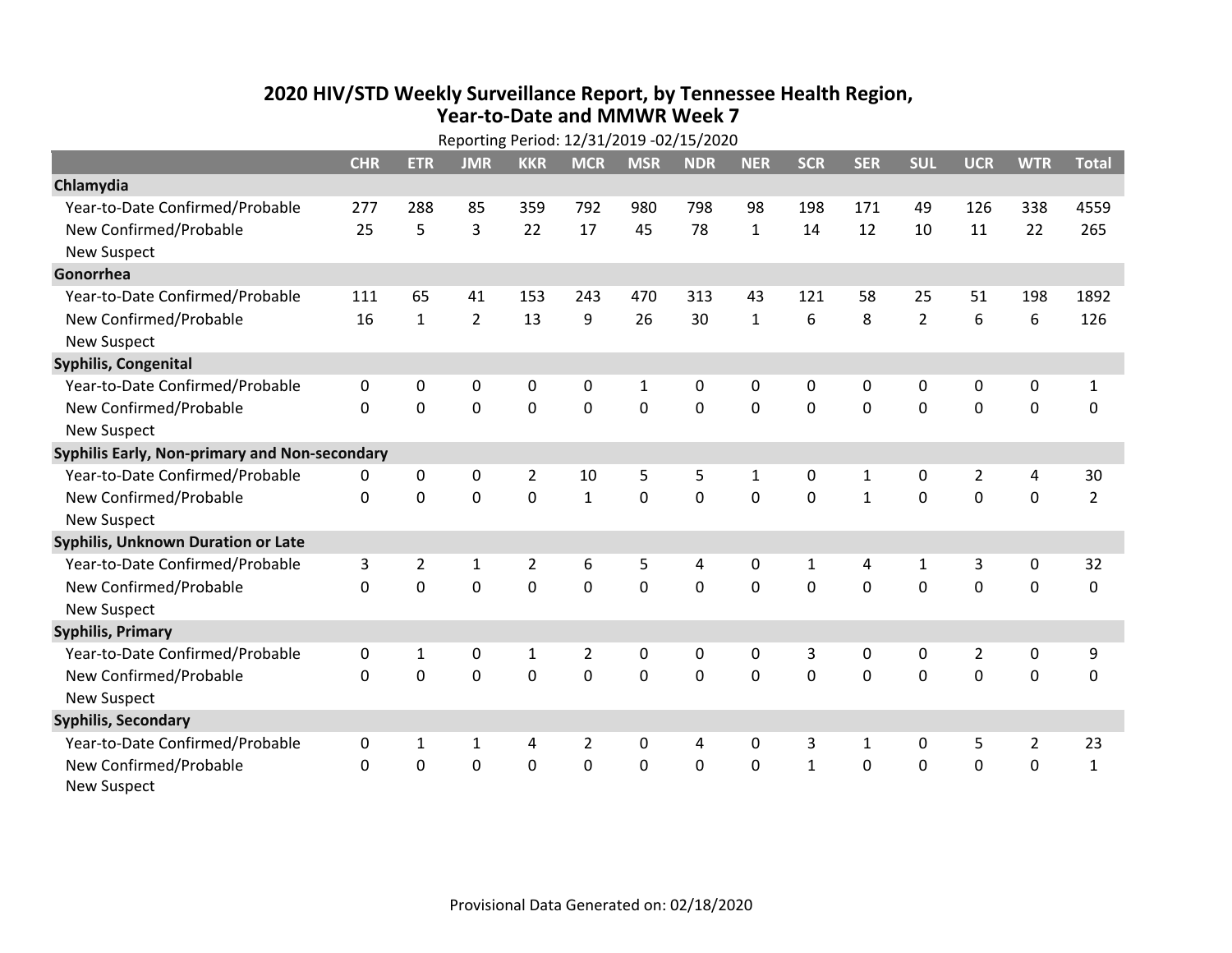# 2020 HIV/STD Weekly Surveillance Report, by Tennessee Health Region, Year-to-Date and MMWR Week 7

Reporting Period: 12/31/2019 -02/15/2020

| | CHR | ETR | JMR | KKR | MCR | MSR | NDR | NER | SCR | SER | SUL | UCR | WTR | Total |
|---|---|---|---|---|---|---|---|---|---|---|---|---|---|---|
| **Chlamydia** | | | | | | | | | | | | | | |
| Year-to-Date Confirmed/Probable | 277 | 288 | 85 | 359 | 792 | 980 | 798 | 98 | 198 | 171 | 49 | 126 | 338 | 4559 |
| New Confirmed/Probable | 25 | 5 | 3 | 22 | 17 | 45 | 78 | 1 | 14 | 12 | 10 | 11 | 22 | 265 |
| New Suspect | | | | | | | | | | | | | | |
| **Gonorrhea** | | | | | | | | | | | | | | |
| Year-to-Date Confirmed/Probable | 111 | 65 | 41 | 153 | 243 | 470 | 313 | 43 | 121 | 58 | 25 | 51 | 198 | 1892 |
| New Confirmed/Probable | 16 | 1 | 2 | 13 | 9 | 26 | 30 | 1 | 6 | 8 | 2 | 6 | 6 | 126 |
| New Suspect | | | | | | | | | | | | | | |
| **Syphilis, Congenital** | | | | | | | | | | | | | | |
| Year-to-Date Confirmed/Probable | 0 | 0 | 0 | 0 | 0 | 1 | 0 | 0 | 0 | 0 | 0 | 0 | 0 | 1 |
| New Confirmed/Probable | 0 | 0 | 0 | 0 | 0 | 0 | 0 | 0 | 0 | 0 | 0 | 0 | 0 | 0 |
| New Suspect | | | | | | | | | | | | | | |
| **Syphilis Early, Non-primary and Non-secondary** | | | | | | | | | | | | | | |
| Year-to-Date Confirmed/Probable | 0 | 0 | 0 | 2 | 10 | 5 | 5 | 1 | 0 | 1 | 0 | 2 | 4 | 30 |
| New Confirmed/Probable | 0 | 0 | 0 | 0 | 1 | 0 | 0 | 0 | 0 | 1 | 0 | 0 | 0 | 2 |
| New Suspect | | | | | | | | | | | | | | |
| **Syphilis, Unknown Duration or Late** | | | | | | | | | | | | | | |
| Year-to-Date Confirmed/Probable | 3 | 2 | 1 | 2 | 6 | 5 | 4 | 0 | 1 | 4 | 1 | 3 | 0 | 32 |
| New Confirmed/Probable | 0 | 0 | 0 | 0 | 0 | 0 | 0 | 0 | 0 | 0 | 0 | 0 | 0 | 0 |
| New Suspect | | | | | | | | | | | | | | |
| **Syphilis, Primary** | | | | | | | | | | | | | | |
| Year-to-Date Confirmed/Probable | 0 | 1 | 0 | 1 | 2 | 0 | 0 | 0 | 3 | 0 | 0 | 2 | 0 | 9 |
| New Confirmed/Probable | 0 | 0 | 0 | 0 | 0 | 0 | 0 | 0 | 0 | 0 | 0 | 0 | 0 | 0 |
| New Suspect | | | | | | | | | | | | | | |
| **Syphilis, Secondary** | | | | | | | | | | | | | | |
| Year-to-Date Confirmed/Probable | 0 | 1 | 1 | 4 | 2 | 0 | 4 | 0 | 3 | 1 | 0 | 5 | 2 | 23 |
| New Confirmed/Probable | 0 | 0 | 0 | 0 | 0 | 0 | 0 | 0 | 1 | 0 | 0 | 0 | 0 | 1 |
| New Suspect | | | | | | | | | | | | | | |

Provisional Data Generated on: 02/18/2020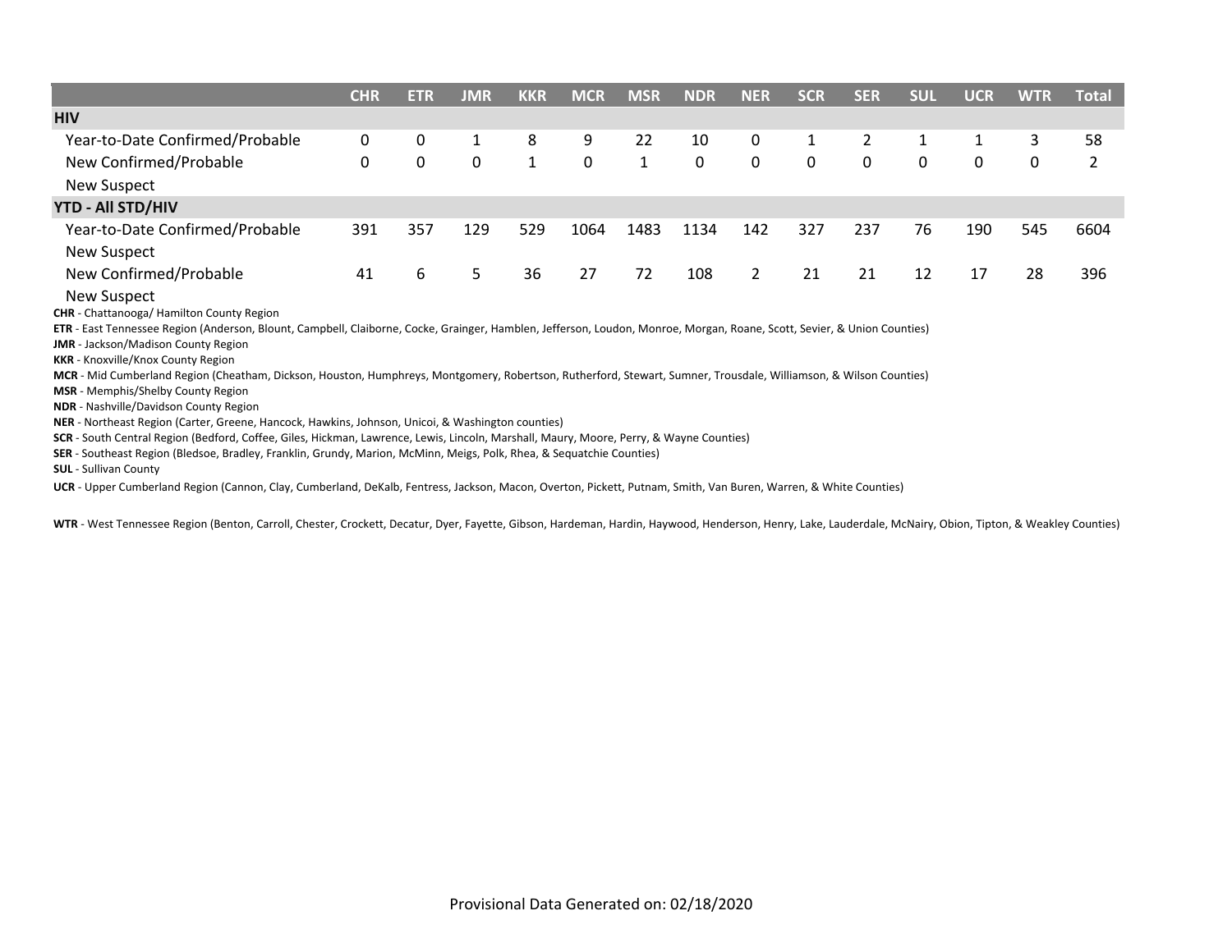| | CHR | ETR | JMR | KKR | MCR | MSR | NDR | NER | SCR | SER | SUL | UCR | WTR | Total |
|---|---|---|---|---|---|---|---|---|---|---|---|---|---|---|
| **HIV** | | | | | | | | | | | | | | |
| Year-to-Date Confirmed/Probable | 0 | 0 | 1 | 8 | 9 | 22 | 10 | 0 | 1 | 2 | 1 | 1 | 3 | 58 |
| New Confirmed/Probable | 0 | 0 | 0 | 1 | 0 | 1 | 0 | 0 | 0 | 0 | 0 | 0 | 0 | 2 |
| New Suspect | | | | | | | | | | | | | | |
| **YTD - All STD/HIV** | | | | | | | | | | | | | | |
| Year-to-Date Confirmed/Probable | 391 | 357 | 129 | 529 | 1064 | 1483 | 1134 | 142 | 327 | 237 | 76 | 190 | 545 | 6604 |
| New Suspect | | | | | | | | | | | | | | |
| New Confirmed/Probable | 41 | 6 | 5 | 36 | 27 | 72 | 108 | 2 | 21 | 21 | 12 | 17 | 28 | 396 |
| New Suspect | | | | | | | | | | | | | | |

**CHR** - Chattanooga/ Hamilton County Region

**ETR** - East Tennessee Region (Anderson, Blount, Campbell, Claiborne, Cocke, Grainger, Hamblen, Jefferson, Loudon, Monroe, Morgan, Roane, Scott, Sevier, & Union Counties)

**JMR** - Jackson/Madison County Region

**KKR** - Knoxville/Knox County Region

**MCR** - Mid Cumberland Region (Cheatham, Dickson, Houston, Humphreys, Montgomery, Robertson, Rutherford, Stewart, Sumner, Trousdale, Williamson, & Wilson Counties)

**MSR** - Memphis/Shelby County Region

**NDR** - Nashville/Davidson County Region

**NER** - Northeast Region (Carter, Greene, Hancock, Hawkins, Johnson, Unicoi, & Washington counties)

**SCR** - South Central Region (Bedford, Coffee, Giles, Hickman, Lawrence, Lewis, Lincoln, Marshall, Maury, Moore, Perry, & Wayne Counties)

**SER** - Southeast Region (Bledsoe, Bradley, Franklin, Grundy, Marion, McMinn, Meigs, Polk, Rhea, & Sequatchie Counties)

**SUL** - Sullivan County

**UCR** - Upper Cumberland Region (Cannon, Clay, Cumberland, DeKalb, Fentress, Jackson, Macon, Overton, Pickett, Putnam, Smith, Van Buren, Warren, & White Counties)

**WTR** - West Tennessee Region (Benton, Carroll, Chester, Crockett, Decatur, Dyer, Fayette, Gibson, Hardeman, Hardin, Haywood, Henderson, Henry, Lake, Lauderdale, McNairy, Obion, Tipton, & Weakley Counties)

Provisional Data Generated on: 02/18/2020